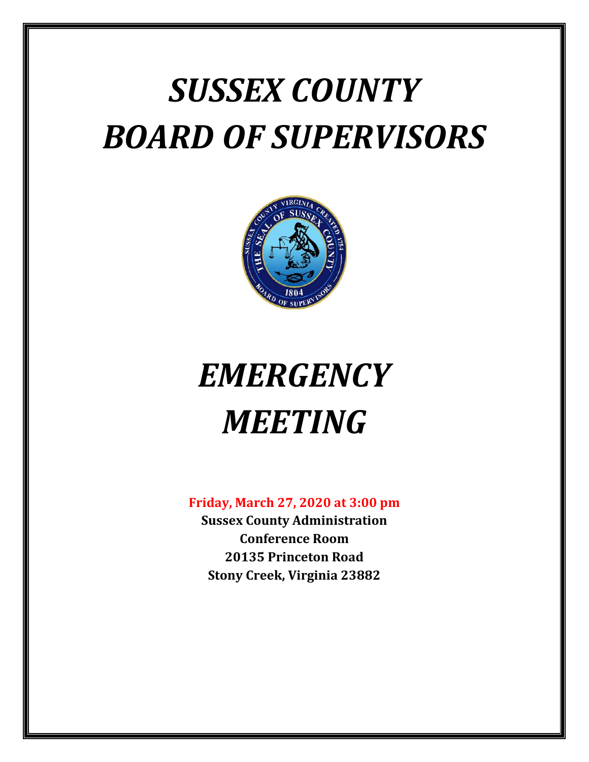# *SUSSEX COUNTY BOARD OF SUPERVISORS*

# *EMERGENCY MEETING*

**Friday, March 27, 2020 at 3:00 pm**

**Sussex County Administration**
**Conference Room**
**20135 Princeton Road**
**Stony Creek, Virginia 23882**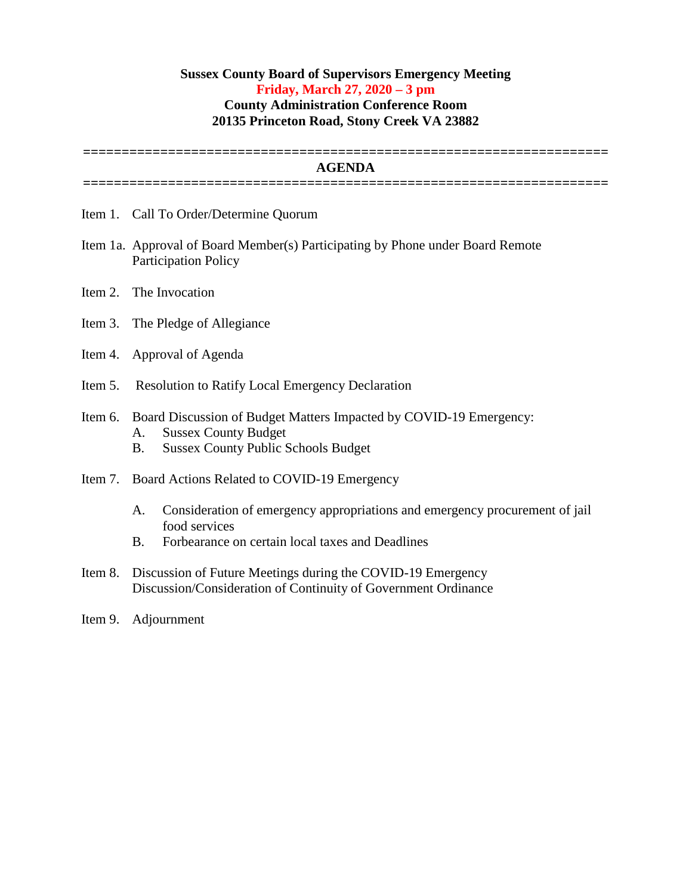**Sussex County Board of Supervisors Emergency Meeting**
**Friday, March 27, 2020 – 3 pm**
**County Administration Conference Room**
**20135 Princeton Road, Stony Creek VA 23882**

==================================================================

**AGENDA**

==================================================================

Item 1. Call To Order/Determine Quorum

Item 1a. Approval of Board Member(s) Participating by Phone under Board Remote Participation Policy

Item 2. The Invocation

Item 3. The Pledge of Allegiance

Item 4. Approval of Agenda

Item 5. Resolution to Ratify Local Emergency Declaration

Item 6. Board Discussion of Budget Matters Impacted by COVID-19 Emergency:
- A. Sussex County Budget
- B. Sussex County Public Schools Budget

Item 7. Board Actions Related to COVID-19 Emergency
- A. Consideration of emergency appropriations and emergency procurement of jail food services
- B. Forbearance on certain local taxes and Deadlines

Item 8. Discussion of Future Meetings during the COVID-19 Emergency
Discussion/Consideration of Continuity of Government Ordinance

Item 9. Adjournment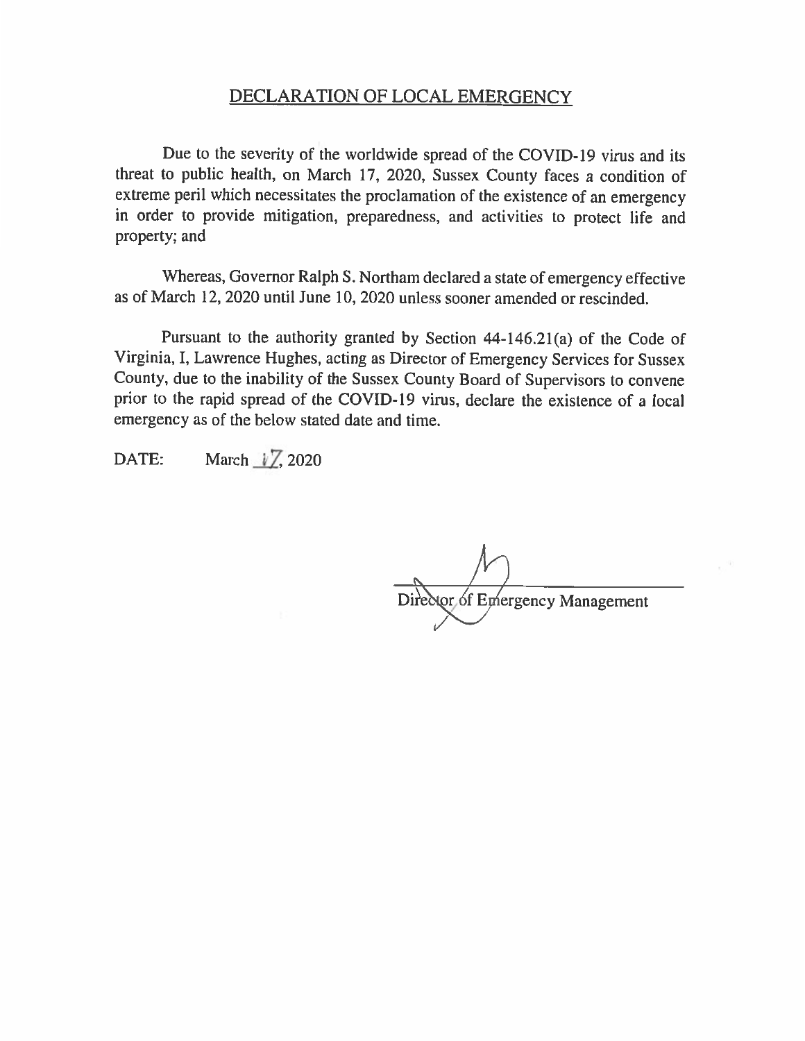## DECLARATION OF LOCAL EMERGENCY

Due to the severity of the worldwide spread of the COVID-19 virus and its threat to public health, on March 17, 2020, Sussex County faces a condition of extreme peril which necessitates the proclamation of the existence of an emergency in order to provide mitigation, preparedness, and activities to protect life and property; and

Whereas, Governor Ralph S. Northam declared a state of emergency effective as of March 12, 2020 until June 10, 2020 unless sooner amended or rescinded.

Pursuant to the authority granted by Section 44-146.21(a) of the Code of Virginia, I, Lawrence Hughes, acting as Director of Emergency Services for Sussex County, due to the inability of the Sussex County Board of Supervisors to convene prior to the rapid spread of the COVID-19 virus, declare the existence of a local emergency as of the below stated date and time.

DATE: March 17, 2020

Director of Emergency Management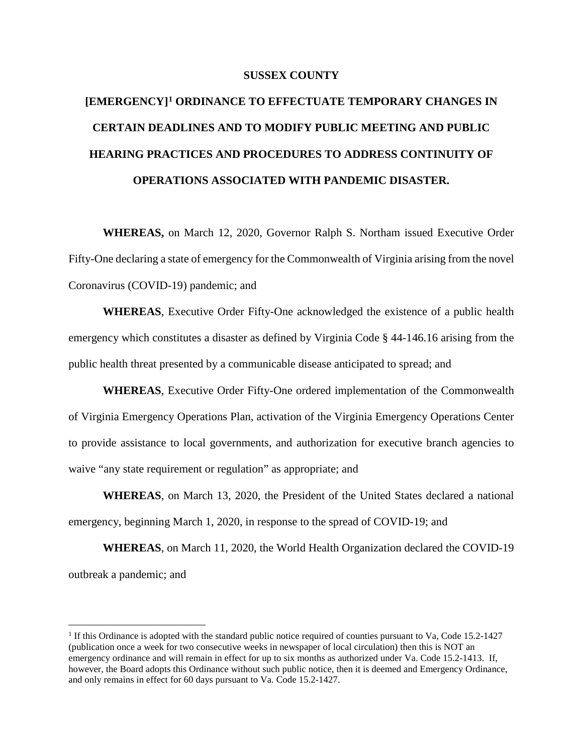**SUSSEX COUNTY**

# [EMERGENCY][1] ORDINANCE TO EFFECTUATE TEMPORARY CHANGES IN CERTAIN DEADLINES AND TO MODIFY PUBLIC MEETING AND PUBLIC HEARING PRACTICES AND PROCEDURES TO ADDRESS CONTINUITY OF OPERATIONS ASSOCIATED WITH PANDEMIC DISASTER.

**WHEREAS,** on March 12, 2020, Governor Ralph S. Northam issued Executive Order Fifty-One declaring a state of emergency for the Commonwealth of Virginia arising from the novel Coronavirus (COVID-19) pandemic; and

**WHEREAS**, Executive Order Fifty-One acknowledged the existence of a public health emergency which constitutes a disaster as defined by Virginia Code § 44-146.16 arising from the public health threat presented by a communicable disease anticipated to spread; and

**WHEREAS**, Executive Order Fifty-One ordered implementation of the Commonwealth of Virginia Emergency Operations Plan, activation of the Virginia Emergency Operations Center to provide assistance to local governments, and authorization for executive branch agencies to waive "any state requirement or regulation" as appropriate; and

**WHEREAS**, on March 13, 2020, the President of the United States declared a national emergency, beginning March 1, 2020, in response to the spread of COVID-19; and

**WHEREAS**, on March 11, 2020, the World Health Organization declared the COVID-19 outbreak a pandemic; and

---

[1] If this Ordinance is adopted with the standard public notice required of counties pursuant to Va, Code 15.2-1427 (publication once a week for two consecutive weeks in newspaper of local circulation) then this is NOT an emergency ordinance and will remain in effect for up to six months as authorized under Va. Code 15.2-1413. If, however, the Board adopts this Ordinance without such public notice, then it is deemed and Emergency Ordinance, and only remains in effect for 60 days pursuant to Va. Code 15.2-1427.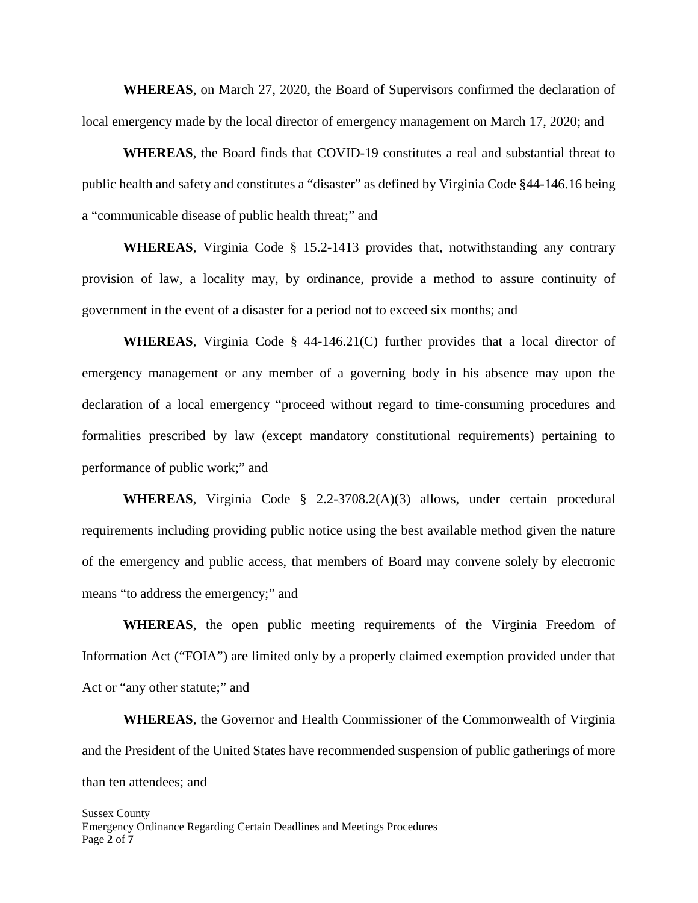**WHEREAS**, on March 27, 2020, the Board of Supervisors confirmed the declaration of local emergency made by the local director of emergency management on March 17, 2020; and

**WHEREAS**, the Board finds that COVID-19 constitutes a real and substantial threat to public health and safety and constitutes a "disaster" as defined by Virginia Code §44-146.16 being a "communicable disease of public health threat;" and

**WHEREAS**, Virginia Code § 15.2-1413 provides that, notwithstanding any contrary provision of law, a locality may, by ordinance, provide a method to assure continuity of government in the event of a disaster for a period not to exceed six months; and

**WHEREAS**, Virginia Code § 44-146.21(C) further provides that a local director of emergency management or any member of a governing body in his absence may upon the declaration of a local emergency "proceed without regard to time-consuming procedures and formalities prescribed by law (except mandatory constitutional requirements) pertaining to performance of public work;" and

**WHEREAS**, Virginia Code § 2.2-3708.2(A)(3) allows, under certain procedural requirements including providing public notice using the best available method given the nature of the emergency and public access, that members of Board may convene solely by electronic means "to address the emergency;" and

**WHEREAS**, the open public meeting requirements of the Virginia Freedom of Information Act ("FOIA") are limited only by a properly claimed exemption provided under that Act or "any other statute;" and

**WHEREAS**, the Governor and Health Commissioner of the Commonwealth of Virginia and the President of the United States have recommended suspension of public gatherings of more than ten attendees; and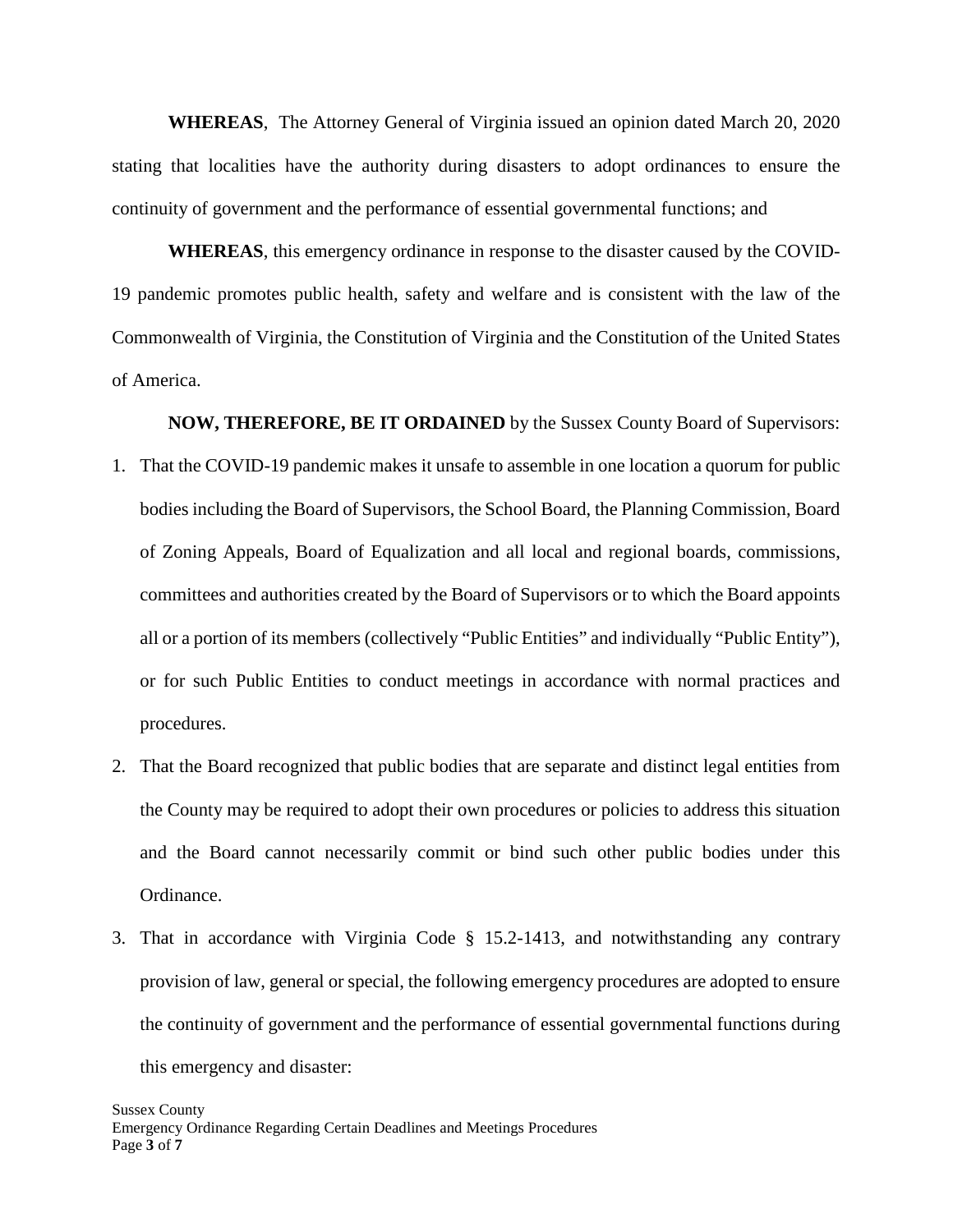**WHEREAS**, The Attorney General of Virginia issued an opinion dated March 20, 2020 stating that localities have the authority during disasters to adopt ordinances to ensure the continuity of government and the performance of essential governmental functions; and

**WHEREAS**, this emergency ordinance in response to the disaster caused by the COVID-19 pandemic promotes public health, safety and welfare and is consistent with the law of the Commonwealth of Virginia, the Constitution of Virginia and the Constitution of the United States of America.

**NOW, THEREFORE, BE IT ORDAINED** by the Sussex County Board of Supervisors:

1. That the COVID-19 pandemic makes it unsafe to assemble in one location a quorum for public bodies including the Board of Supervisors, the School Board, the Planning Commission, Board of Zoning Appeals, Board of Equalization and all local and regional boards, commissions, committees and authorities created by the Board of Supervisors or to which the Board appoints all or a portion of its members (collectively "Public Entities" and individually "Public Entity"), or for such Public Entities to conduct meetings in accordance with normal practices and procedures.
2. That the Board recognized that public bodies that are separate and distinct legal entities from the County may be required to adopt their own procedures or policies to address this situation and the Board cannot necessarily commit or bind such other public bodies under this Ordinance.
3. That in accordance with Virginia Code § 15.2-1413, and notwithstanding any contrary provision of law, general or special, the following emergency procedures are adopted to ensure the continuity of government and the performance of essential governmental functions during this emergency and disaster: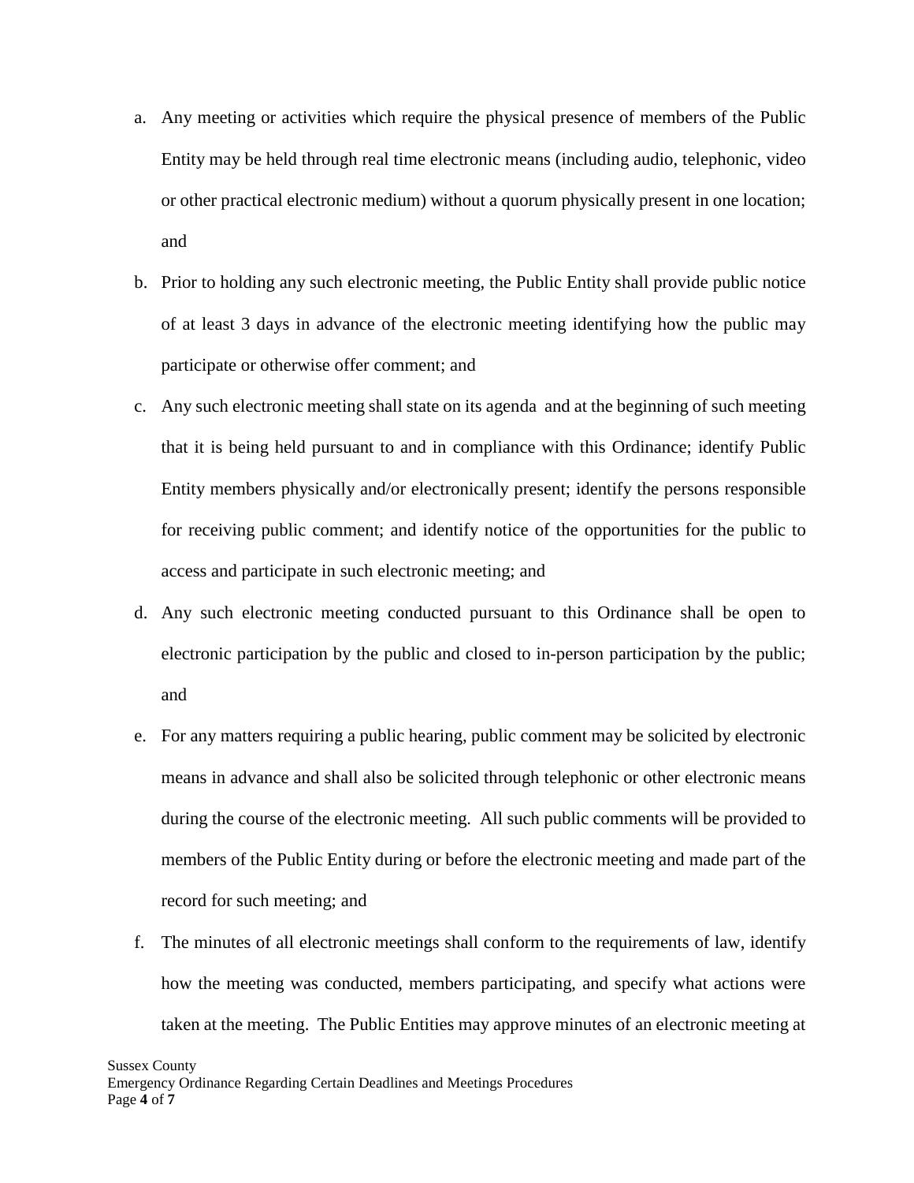a. Any meeting or activities which require the physical presence of members of the Public Entity may be held through real time electronic means (including audio, telephonic, video or other practical electronic medium) without a quorum physically present in one location; and

b. Prior to holding any such electronic meeting, the Public Entity shall provide public notice of at least 3 days in advance of the electronic meeting identifying how the public may participate or otherwise offer comment; and

c. Any such electronic meeting shall state on its agenda and at the beginning of such meeting that it is being held pursuant to and in compliance with this Ordinance; identify Public Entity members physically and/or electronically present; identify the persons responsible for receiving public comment; and identify notice of the opportunities for the public to access and participate in such electronic meeting; and

d. Any such electronic meeting conducted pursuant to this Ordinance shall be open to electronic participation by the public and closed to in-person participation by the public; and

e. For any matters requiring a public hearing, public comment may be solicited by electronic means in advance and shall also be solicited through telephonic or other electronic means during the course of the electronic meeting. All such public comments will be provided to members of the Public Entity during or before the electronic meeting and made part of the record for such meeting; and

f. The minutes of all electronic meetings shall conform to the requirements of law, identify how the meeting was conducted, members participating, and specify what actions were taken at the meeting. The Public Entities may approve minutes of an electronic meeting at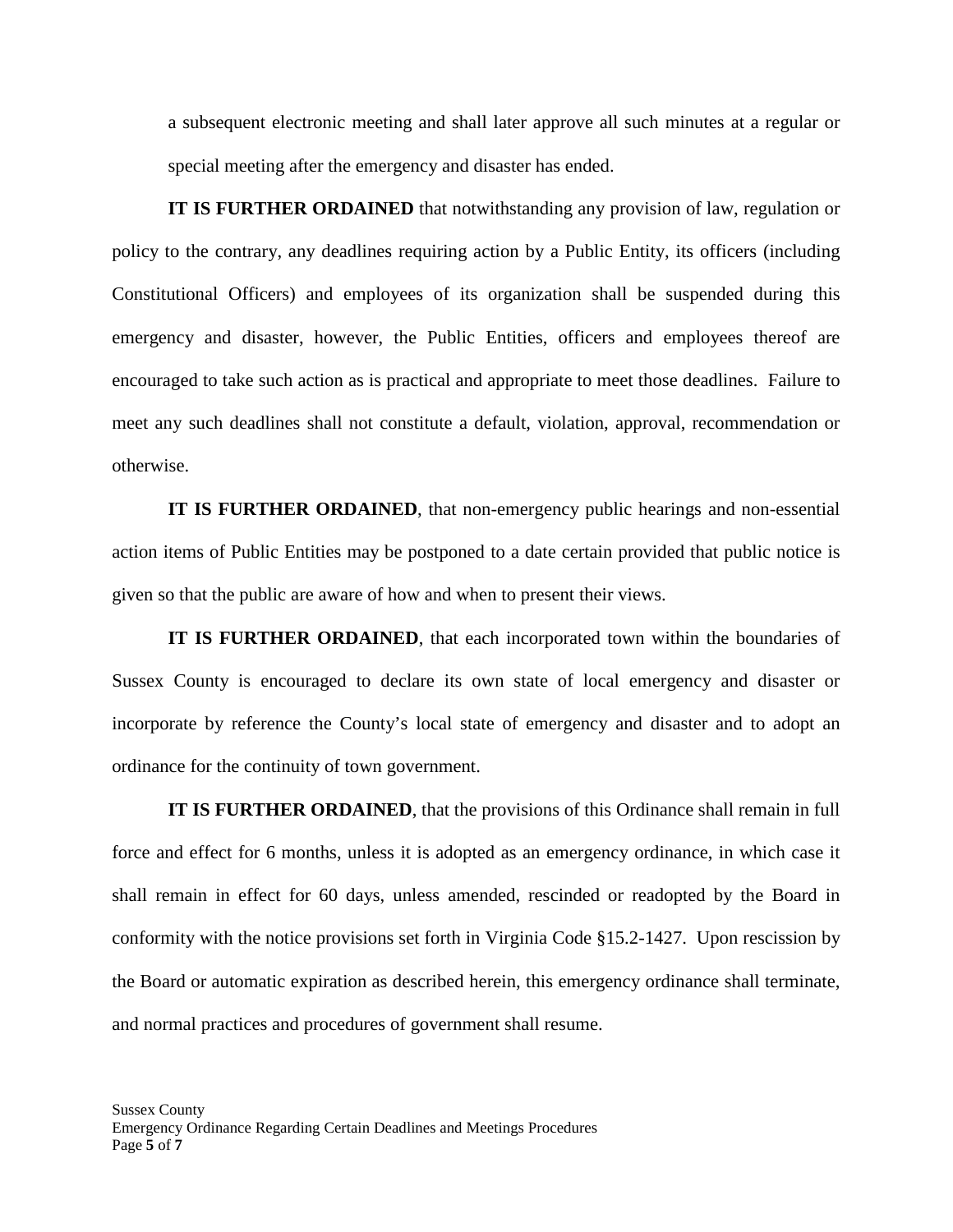a subsequent electronic meeting and shall later approve all such minutes at a regular or special meeting after the emergency and disaster has ended.

**IT IS FURTHER ORDAINED** that notwithstanding any provision of law, regulation or policy to the contrary, any deadlines requiring action by a Public Entity, its officers (including Constitutional Officers) and employees of its organization shall be suspended during this emergency and disaster, however, the Public Entities, officers and employees thereof are encouraged to take such action as is practical and appropriate to meet those deadlines. Failure to meet any such deadlines shall not constitute a default, violation, approval, recommendation or otherwise.

**IT IS FURTHER ORDAINED**, that non-emergency public hearings and non-essential action items of Public Entities may be postponed to a date certain provided that public notice is given so that the public are aware of how and when to present their views.

**IT IS FURTHER ORDAINED**, that each incorporated town within the boundaries of Sussex County is encouraged to declare its own state of local emergency and disaster or incorporate by reference the County's local state of emergency and disaster and to adopt an ordinance for the continuity of town government.

**IT IS FURTHER ORDAINED**, that the provisions of this Ordinance shall remain in full force and effect for 6 months, unless it is adopted as an emergency ordinance, in which case it shall remain in effect for 60 days, unless amended, rescinded or readopted by the Board in conformity with the notice provisions set forth in Virginia Code §15.2-1427. Upon rescission by the Board or automatic expiration as described herein, this emergency ordinance shall terminate, and normal practices and procedures of government shall resume.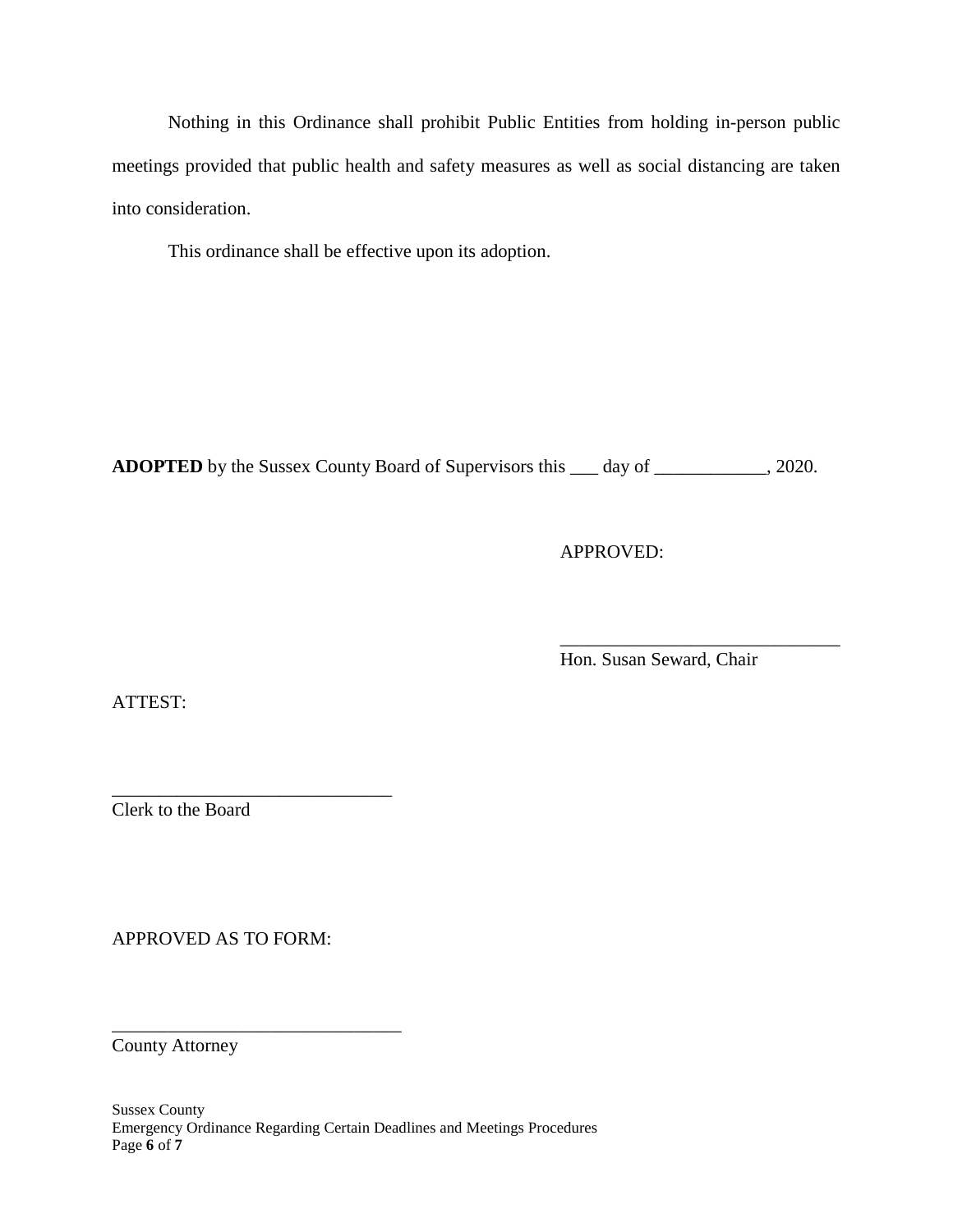Nothing in this Ordinance shall prohibit Public Entities from holding in-person public meetings provided that public health and safety measures as well as social distancing are taken into consideration.

This ordinance shall be effective upon its adoption.

**ADOPTED** by the Sussex County Board of Supervisors this ___ day of ____________, 2020.

APPROVED:

______________________________
Hon. Susan Seward, Chair

ATTEST:

______________________________
Clerk to the Board

APPROVED AS TO FORM:

_______________________________
County Attorney